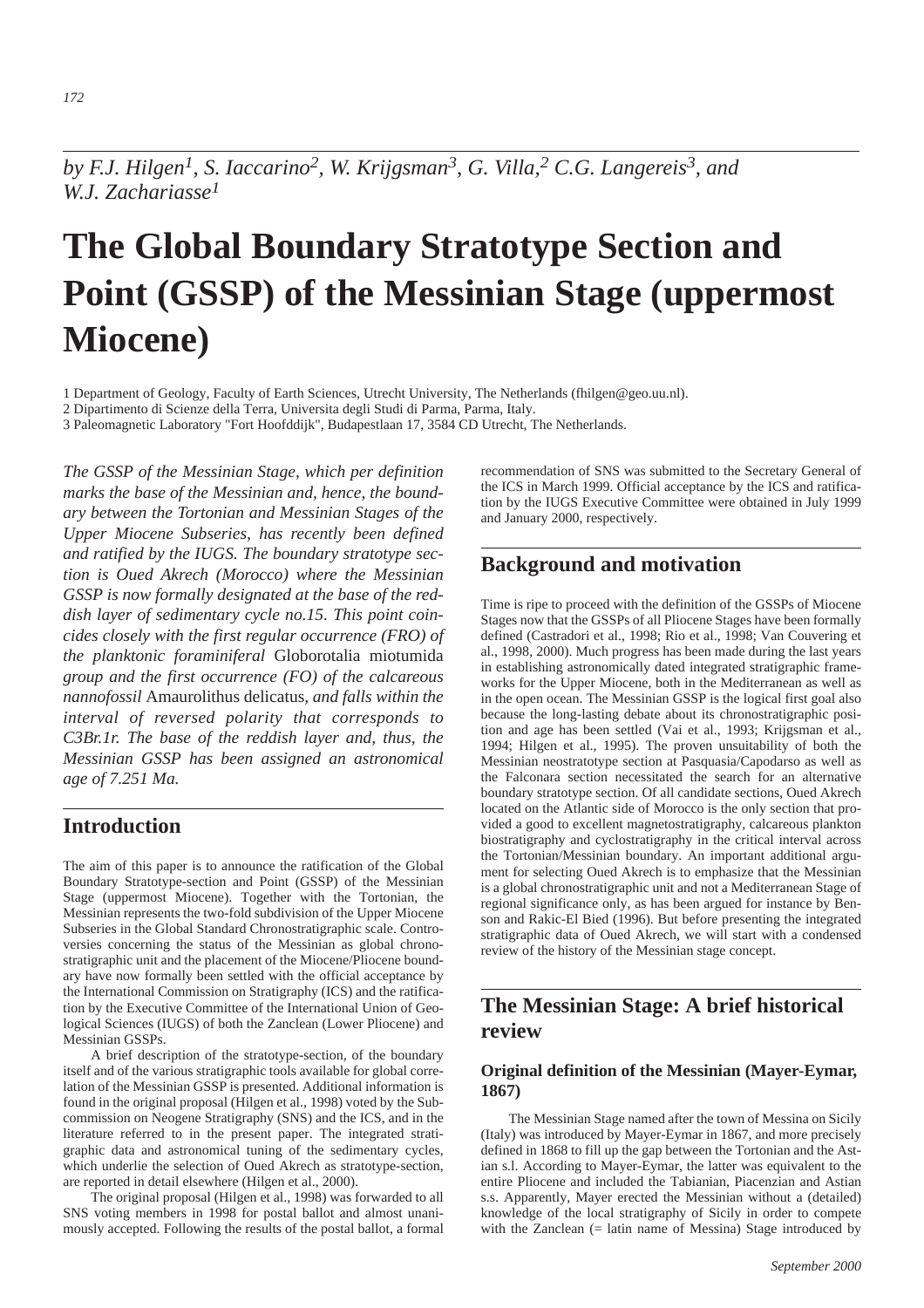*by F.J. Hilgen[1], S. Iaccarino[2], W. Krijgsman[3], G. Villa,[2] C.G. Langereis[3], and W.J. Zachariasse[1]*

# The Global Boundary Stratotype Section and Point (GSSP) of the Messinian Stage (uppermost Miocene)

1 Department of Geology, Faculty of Earth Sciences, Utrecht University, The Netherlands (fhilgen@geo.uu.nl).
2 Dipartimento di Scienze della Terra, Universita degli Studi di Parma, Parma, Italy.
3 Paleomagnetic Laboratory "Fort Hoofddijk", Budapestlaan 17, 3584 CD Utrecht, The Netherlands.

*The GSSP of the Messinian Stage, which per definition marks the base of the Messinian and, hence, the boundary between the Tortonian and Messinian Stages of the Upper Miocene Subseries, has recently been defined and ratified by the IUGS. The boundary stratotype section is Oued Akrech (Morocco) where the Messinian GSSP is now formally designated at the base of the reddish layer of sedimentary cycle no.15. This point coincides closely with the first regular occurrence (FRO) of the planktonic foraminiferal* Globorotalia miotumida *group and the first occurrence (FO) of the calcareous nannofossil* Amaurolithus delicatus*, and falls within the interval of reversed polarity that corresponds to C3Br.1r. The base of the reddish layer and, thus, the Messinian GSSP has been assigned an astronomical age of 7.251 Ma.*

## Introduction

The aim of this paper is to announce the ratification of the Global Boundary Stratotype-section and Point (GSSP) of the Messinian Stage (uppermost Miocene). Together with the Tortonian, the Messinian represents the two-fold subdivision of the Upper Miocene Subseries in the Global Standard Chronostratigraphic scale. Controversies concerning the status of the Messinian as global chronostratigraphic unit and the placement of the Miocene/Pliocene boundary have now formally been settled with the official acceptance by the International Commission on Stratigraphy (ICS) and the ratification by the Executive Committee of the International Union of Geological Sciences (IUGS) of both the Zanclean (Lower Pliocene) and Messinian GSSPs.

A brief description of the stratotype-section, of the boundary itself and of the various stratigraphic tools available for global correlation of the Messinian GSSP is presented. Additional information is found in the original proposal (Hilgen et al., 1998) voted by the Subcommission on Neogene Stratigraphy (SNS) and the ICS, and in the literature referred to in the present paper. The integrated stratigraphic data and astronomical tuning of the sedimentary cycles, which underlie the selection of Oued Akrech as stratotype-section, are reported in detail elsewhere (Hilgen et al., 2000).

The original proposal (Hilgen et al., 1998) was forwarded to all SNS voting members in 1998 for postal ballot and almost unanimously accepted. Following the results of the postal ballot, a formal recommendation of SNS was submitted to the Secretary General of the ICS in March 1999. Official acceptance by the ICS and ratification by the IUGS Executive Committee were obtained in July 1999 and January 2000, respectively.

## Background and motivation

Time is ripe to proceed with the definition of the GSSPs of Miocene Stages now that the GSSPs of all Pliocene Stages have been formally defined (Castradori et al., 1998; Rio et al., 1998; Van Couvering et al., 1998, 2000). Much progress has been made during the last years in establishing astronomically dated integrated stratigraphic frameworks for the Upper Miocene, both in the Mediterranean as well as in the open ocean. The Messinian GSSP is the logical first goal also because the long-lasting debate about its chronostratigraphic position and age has been settled (Vai et al., 1993; Krijgsman et al., 1994; Hilgen et al., 1995). The proven unsuitability of both the Messinian neostratotype section at Pasquasia/Capodarso as well as the Falconara section necessitated the search for an alternative boundary stratotype section. Of all candidate sections, Oued Akrech located on the Atlantic side of Morocco is the only section that provided a good to excellent magnetostratigraphy, calcareous plankton biostratigraphy and cyclostratigraphy in the critical interval across the Tortonian/Messinian boundary. An important additional argument for selecting Oued Akrech is to emphasize that the Messinian is a global chronostratigraphic unit and not a Mediterranean Stage of regional significance only, as has been argued for instance by Benson and Rakic-El Bied (1996). But before presenting the integrated stratigraphic data of Oued Akrech, we will start with a condensed review of the history of the Messinian stage concept.

## The Messinian Stage: A brief historical review

### Original definition of the Messinian (Mayer-Eymar, 1867)

The Messinian Stage named after the town of Messina on Sicily (Italy) was introduced by Mayer-Eymar in 1867, and more precisely defined in 1868 to fill up the gap between the Tortonian and the Astian s.l. According to Mayer-Eymar, the latter was equivalent to the entire Pliocene and included the Tabianian, Piacenzian and Astian s.s. Apparently, Mayer erected the Messinian without a (detailed) knowledge of the local stratigraphy of Sicily in order to compete with the Zanclean (= latin name of Messina) Stage introduced by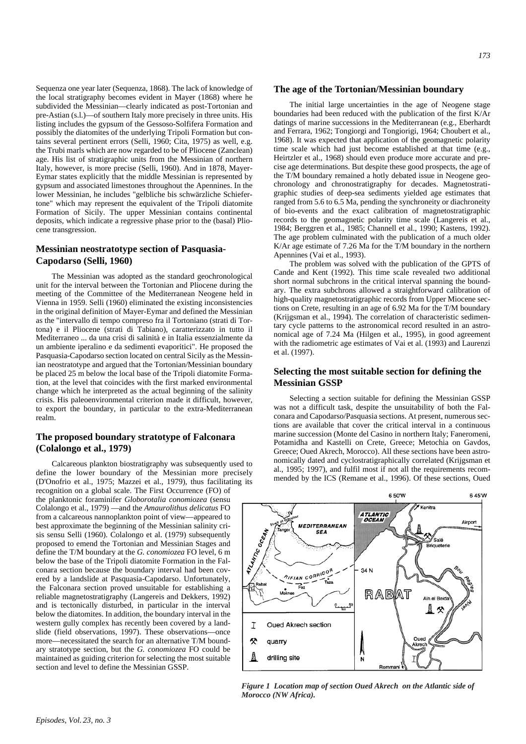Sequenza one year later (Sequenza, 1868). The lack of knowledge of the local stratigraphy becomes evident in Mayer (1868) where he subdivided the Messinian—clearly indicated as post-Tortonian and pre-Astian (s.l.)—of southern Italy more precisely in three units. His listing includes the gypsum of the Gessoso-Solfifera Formation and possibly the diatomites of the underlying Tripoli Formation but contains several pertinent errors (Selli, 1960; Cita, 1975) as well, e.g. the Trubi marls which are now regarded to be of Pliocene (Zanclean) age. His list of stratigraphic units from the Messinian of northern Italy, however, is more precise (Selli, 1960). And in 1878, Mayer-Eymar states explicitly that the middle Messinian is represented by gypsum and associated limestones throughout the Apennines. In the lower Messinian, he includes "gelbliche bis schwärzliche Schiefertone" which may represent the equivalent of the Tripoli diatomite Formation of Sicily. The upper Messinian contains continental deposits, which indicate a regressive phase prior to the (basal) Pliocene transgression.

## Messinian neostratotype section of Pasquasia-Capodarso (Selli, 1960)

The Messinian was adopted as the standard geochronological unit for the interval between the Tortonian and Pliocene during the meeting of the Committee of the Mediterranean Neogene held in Vienna in 1959. Selli (1960) eliminated the existing inconsistencies in the original definition of Mayer-Eymar and defined the Messinian as the "intervallo di tempo compreso fra il Tortoniano (strati di Tortona) e il Pliocene (strati di Tabiano), caratterizzato in tutto il Mediterraneo ... da una crisi di salinità e in Italia essenzialmente da un ambiente iperalino e da sedimenti evaporitici". He proposed the Pasquasia-Capodarso section located on central Sicily as the Messinian neostratotype and argued that the Tortonian/Messinian boundary be placed 25 m below the local base of the Tripoli diatomite Formation, at the level that coincides with the first marked environmental change which he interpreted as the actual beginning of the salinity crisis. His paleoenvironmental criterion made it difficult, however, to export the boundary, in particular to the extra-Mediterranean realm.

## The proposed boundary stratotype of Falconara (Colalongo et al., 1979)

Calcareous plankton biostratigraphy was subsequently used to define the lower boundary of the Messinian more precisely (D'Onofrio et al., 1975; Mazzei et al., 1979), thus facilitating its recognition on a global scale. The First Occurrence (FO) of the planktonic foraminifer *Globorotalia conomiozea* (sensu Colalongo et al., 1979) —and the *Amaurolithus delicatus* FO from a calcareous nannoplankton point of view—appeared to best approximate the beginning of the Messinian salinity crisis sensu Selli (1960). Colalongo et al. (1979) subsequently proposed to emend the Tortonian and Messinian Stages and define the T/M boundary at the *G. conomiozea* FO level, 6 m below the base of the Tripoli diatomite Formation in the Falconara section because the boundary interval had been covered by a landslide at Pasquasia-Capodarso. Unfortunately, the Falconara section proved unsuitable for establishing a reliable magnetostratigraphy (Langereis and Dekkers, 1992) and is tectonically disturbed, in particular in the interval below the diatomites. In addition, the boundary interval in the western gully complex has recently been covered by a landslide (field observations, 1997). These observations—once more—necessitated the search for an alternative T/M boundary stratotype section, but the *G. conomiozea* FO could be maintained as guiding criterion for selecting the most suitable section and level to define the Messinian GSSP.

## The age of the Tortonian/Messinian boundary

The initial large uncertainties in the age of Neogene stage boundaries had been reduced with the publication of the first K/Ar datings of marine successions in the Mediterranean (e.g., Eberhardt and Ferrara, 1962; Tongiorgi and Tongiorigi, 1964; Choubert et al., 1968). It was expected that application of the geomagnetic polarity time scale which had just become established at that time (e.g., Heirtzler et al., 1968) should even produce more accurate and precise age determinations. But despite these good prospects, the age of the T/M boundary remained a hotly debated issue in Neogene geochronology and chronostratigraphy for decades. Magnetostratigraphic studies of deep-sea sediments yielded age estimates that ranged from 5.6 to 6.5 Ma, pending the synchroneity or diachroneity of bio-events and the exact calibration of magnetostratigraphic records to the geomagnetic polarity time scale (Langereis et al., 1984; Berggren et al., 1985; Channell et al., 1990; Kastens, 1992). The age problem culminated with the publication of a much older K/Ar age estimate of 7.26 Ma for the T/M boundary in the northern Apennines (Vai et al., 1993).

The problem was solved with the publication of the GPTS of Cande and Kent (1992). This time scale revealed two additional short normal subchrons in the critical interval spanning the boundary. The extra subchrons allowed a straightforward calibration of high-quality magnetostratigraphic records from Upper Miocene sections on Crete, resulting in an age of 6.92 Ma for the T/M boundary (Krijgsman et al., 1994). The correlation of characteristic sedimentary cycle patterns to the astronomical record resulted in an astronomical age of 7.24 Ma (Hilgen et al., 1995), in good agreement with the radiometric age estimates of Vai et al. (1993) and Laurenzi et al. (1997).

## Selecting the most suitable section for defining the Messinian GSSP

Selecting a section suitable for defining the Messinian GSSP was not a difficult task, despite the unsuitability of both the Falconara and Capodarso/Pasquasia sections. At present, numerous sections are available that cover the critical interval in a continuous marine succession (Monte del Casino in northern Italy; Faneromeni, Potamidha and Kastelli on Crete, Greece; Metochia on Gavdos, Greece; Oued Akrech, Morocco). All these sections have been astronomically dated and cyclostratigraphically correlated (Krijgsman et al., 1995; 1997), and fulfil most if not all the requirements recommended by the ICS (Remane et al., 1996). Of these sections, Oued

*Figure 1 Location map of section Oued Akrech on the Atlantic side of Morocco (NW Africa).*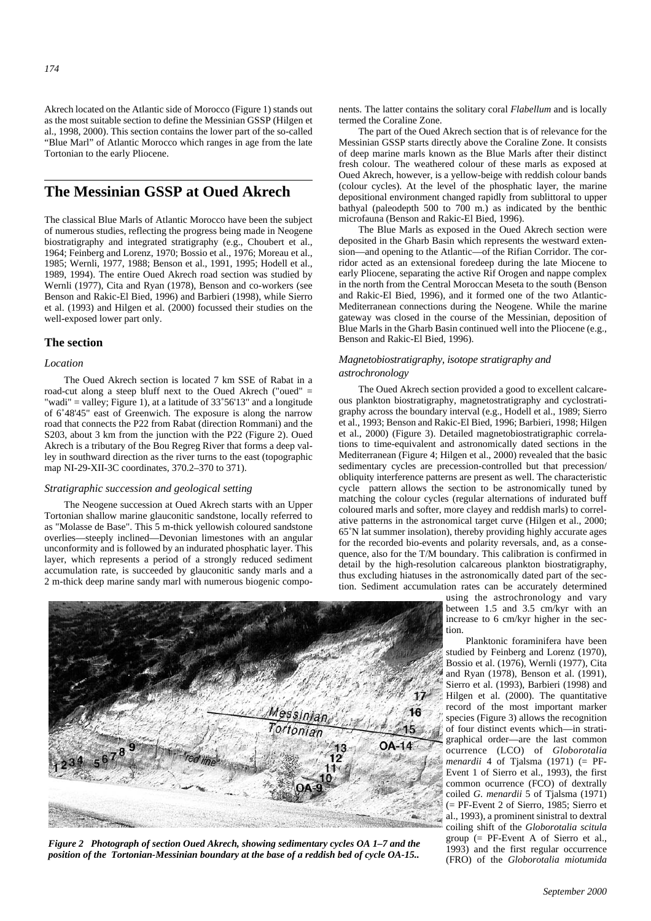Akrech located on the Atlantic side of Morocco (Figure 1) stands out as the most suitable section to define the Messinian GSSP (Hilgen et al., 1998, 2000). This section contains the lower part of the so-called "Blue Marl" of Atlantic Morocco which ranges in age from the late Tortonian to the early Pliocene.

# The Messinian GSSP at Oued Akrech

The classical Blue Marls of Atlantic Morocco have been the subject of numerous studies, reflecting the progress being made in Neogene biostratigraphy and integrated stratigraphy (e.g., Choubert et al., 1964; Feinberg and Lorenz, 1970; Bossio et al., 1976; Moreau et al., 1985; Wernli, 1977, 1988; Benson et al., 1991, 1995; Hodell et al., 1989, 1994). The entire Oued Akrech road section was studied by Wernli (1977), Cita and Ryan (1978), Benson and co-workers (see Benson and Rakic-El Bied, 1996) and Barbieri (1998), while Sierro et al. (1993) and Hilgen et al. (2000) focussed their studies on the well-exposed lower part only.

## The section

### *Location*

The Oued Akrech section is located 7 km SSE of Rabat in a road-cut along a steep bluff next to the Oued Akrech ("oued" = "wadi" = valley; Figure 1), at a latitude of 33˚56'13" and a longitude of 6˚48'45" east of Greenwich. The exposure is along the narrow road that connects the P22 from Rabat (direction Rommani) and the S203, about 3 km from the junction with the P22 (Figure 2). Oued Akrech is a tributary of the Bou Regreg River that forms a deep valley in southward direction as the river turns to the east (topographic map NI-29-XII-3C coordinates, 370.2–370 to 371).

### *Stratigraphic succession and geological setting*

The Neogene succession at Oued Akrech starts with an Upper Tortonian shallow marine glauconitic sandstone, locally referred to as "Molasse de Base". This 5 m-thick yellowish coloured sandstone overlies—steeply inclined—Devonian limestones with an angular unconformity and is followed by an indurated phosphatic layer. This layer, which represents a period of a strongly reduced sediment accumulation rate, is succeeded by glauconitic sandy marls and a 2 m-thick deep marine sandy marl with numerous biogenic components. The latter contains the solitary coral *Flabellum* and is locally termed the Coraline Zone.

The part of the Oued Akrech section that is of relevance for the Messinian GSSP starts directly above the Coraline Zone. It consists of deep marine marls known as the Blue Marls after their distinct fresh colour. The weathered colour of these marls as exposed at Oued Akrech, however, is a yellow-beige with reddish colour bands (colour cycles). At the level of the phosphatic layer, the marine depositional environment changed rapidly from sublittoral to upper bathyal (paleodepth 500 to 700 m.) as indicated by the benthic microfauna (Benson and Rakic-El Bied, 1996).

The Blue Marls as exposed in the Oued Akrech section were deposited in the Gharb Basin which represents the westward extension—and opening to the Atlantic—of the Rifian Corridor. The corridor acted as an extensional foredeep during the late Miocene to early Pliocene, separating the active Rif Orogen and nappe complex in the north from the Central Moroccan Meseta to the south (Benson and Rakic-El Bied, 1996), and it formed one of the two Atlantic-Mediterranean connections during the Neogene. While the marine gateway was closed in the course of the Messinian, deposition of Blue Marls in the Gharb Basin continued well into the Pliocene (e.g., Benson and Rakic-El Bied, 1996).

### *Magnetobiostratigraphy, isotope stratigraphy and astrochronology*

The Oued Akrech section provided a good to excellent calcareous plankton biostratigraphy, magnetostratigraphy and cyclostratigraphy across the boundary interval (e.g., Hodell et al., 1989; Sierro et al., 1993; Benson and Rakic-El Bied, 1996; Barbieri, 1998; Hilgen et al., 2000) (Figure 3). Detailed magnetobiostratigraphic correlations to time-equivalent and astronomically dated sections in the Mediterranean (Figure 4; Hilgen et al., 2000) revealed that the basic sedimentary cycles are precession-controlled but that precession/obliquity interference patterns are present as well. The characteristic cycle pattern allows the section to be astronomically tuned by matching the colour cycles (regular alternations of indurated buff coloured marls and softer, more clayey and reddish marls) to correlative patterns in the astronomical target curve (Hilgen et al., 2000; 65˚N lat summer insolation), thereby providing highly accurate ages for the recorded bio-events and polarity reversals, and, as a consequence, also for the T/M boundary. This calibration is confirmed in detail by the high-resolution calcareous plankton biostratigraphy, thus excluding hiatuses in the astronomically dated part of the section. Sediment accumulation rates can be accurately determined using the astrochronology and vary between 1.5 and 3.5 cm/kyr with an increase to 6 cm/kyr higher in the section.

Planktonic foraminifera have been studied by Feinberg and Lorenz (1970), Bossio et al. (1976), Wernli (1977), Cita and Ryan (1978), Benson et al. (1991), Sierro et al. (1993), Barbieri (1998) and Hilgen et al. (2000). The quantitative record of the most important marker species (Figure 3) allows the recognition of four distinct events which—in stratigraphical order—are the last common ocurrence (LCO) of *Globorotalia menardii* 4 of Tjalsma (1971) (= PF-Event 1 of Sierro et al., 1993), the first common ocurrence (FCO) of dextrally coiled *G. menardii* 5 of Tjalsma (1971) (= PF-Event 2 of Sierro, 1985; Sierro et al., 1993), a prominent sinistral to dextral coiling shift of the *Globorotalia scitula* group (= PF-Event A of Sierro et al., 1993) and the first regular occurrence (FRO) of the *Globorotalia miotumida*

*Figure 2 Photograph of section Oued Akrech, showing sedimentary cycles OA 1–7 and the position of the Tortonian-Messinian boundary at the base of a reddish bed of cycle OA-15..*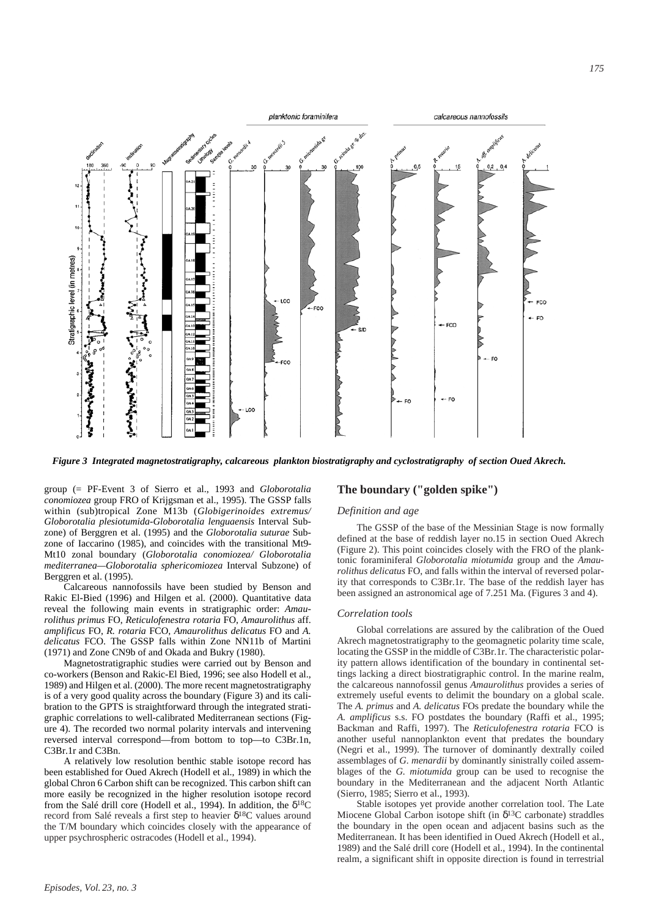*Figure 3 Integrated magnetostratigraphy, calcareous plankton biostratigraphy and cyclostratigraphy of section Oued Akrech.*

group (= PF-Event 3 of Sierro et al., 1993 and *Globorotalia conomiozea* group FRO of Krijgsman et al., 1995). The GSSP falls within (sub)tropical Zone M13b (*Globigerinoides extremus/ Globorotalia plesiotumida-Globorotalia lenguaensis* Interval Subzone) of Berggren et al. (1995) and the *Globorotalia suturae* Subzone of Iaccarino (1985), and coincides with the transitional Mt9-Mt10 zonal boundary (*Globorotalia conomiozea/ Globorotalia mediterranea—Globorotalia sphericomiozea* Interval Subzone) of Berggren et al. (1995).

Calcareous nannofossils have been studied by Benson and Rakic El-Bied (1996) and Hilgen et al. (2000). Quantitative data reveal the following main events in stratigraphic order: *Amaurolithus primus* FO, *Reticulofenestra rotaria* FO, *Amaurolithus* aff. *amplificus* FO, *R. rotaria* FCO, *Amaurolithus delicatus* FO and *A. delicatus* FCO. The GSSP falls within Zone NN11b of Martini (1971) and Zone CN9b of and Okada and Bukry (1980).

Magnetostratigraphic studies were carried out by Benson and co-workers (Benson and Rakic-El Bied, 1996; see also Hodell et al., 1989) and Hilgen et al. (2000). The more recent magnetostratigraphy is of a very good quality across the boundary (Figure 3) and its calibration to the GPTS is straightforward through the integrated stratigraphic correlations to well-calibrated Mediterranean sections (Figure 4). The recorded two normal polarity intervals and intervening reversed interval correspond—from bottom to top—to C3Br.1n, C3Br.1r and C3Bn.

A relatively low resolution benthic stable isotope record has been established for Oued Akrech (Hodell et al., 1989) in which the global Chron 6 Carbon shift can be recognized. This carbon shift can more easily be recognized in the higher resolution isotope record from the Salé drill core (Hodell et al., 1994). In addition, the $\delta^{18}C$ record from Salé reveals a first step to heavier $\delta^{18}C$ values around the T/M boundary which coincides closely with the appearance of upper psychrospheric ostracodes (Hodell et al., 1994).

## The boundary ("golden spike")

### *Definition and age*

The GSSP of the base of the Messinian Stage is now formally defined at the base of reddish layer no.15 in section Oued Akrech (Figure 2). This point coincides closely with the FRO of the planktonic foraminiferal *Globorotalia miotumida* group and the *Amaurolithus delicatus* FO, and falls within the interval of reversed polarity that corresponds to C3Br.1r. The base of the reddish layer has been assigned an astronomical age of 7.251 Ma. (Figures 3 and 4).

### *Correlation tools*

Global correlations are assured by the calibration of the Oued Akrech magnetostratigraphy to the geomagnetic polarity time scale, locating the GSSP in the middle of C3Br.1r. The characteristic polarity pattern allows identification of the boundary in continental settings lacking a direct biostratigraphic control. In the marine realm, the calcareous nannofossil genus *Amaurolithus* provides a series of extremely useful events to delimit the boundary on a global scale. The *A. primus* and *A. delicatus* FOs predate the boundary while the *A. amplificus* s.s. FO postdates the boundary (Raffi et al., 1995; Backman and Raffi, 1997). The *Reticulofenestra rotaria* FCO is another useful nannoplankton event that predates the boundary (Negri et al., 1999). The turnover of dominantly dextrally coiled assemblages of *G. menardii* by dominantly sinistrally coiled assemblages of the *G. miotumida* group can be used to recognise the boundary in the Mediterranean and the adjacent North Atlantic (Sierro, 1985; Sierro et al., 1993).

Stable isotopes yet provide another correlation tool. The Late Miocene Global Carbon isotope shift (in $\delta^{13}C$ carbonate) straddles the boundary in the open ocean and adjacent basins such as the Mediterranean. It has been identified in Oued Akrech (Hodell et al., 1989) and the Salé drill core (Hodell et al., 1994). In the continental realm, a significant shift in opposite direction is found in terrestrial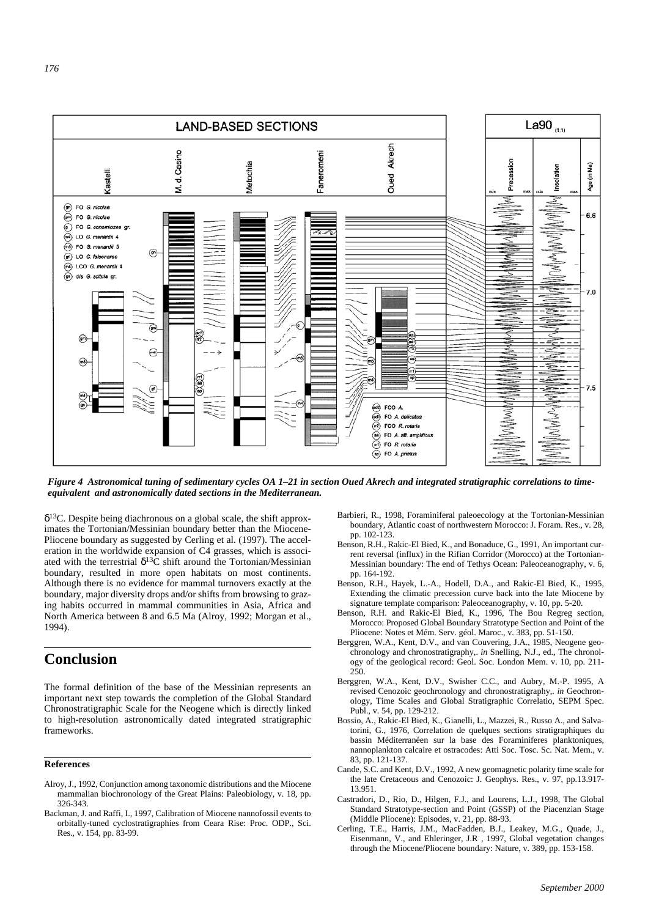*Figure 4 Astronomical tuning of sedimentary cycles OA 1–21 in section Oued Akrech and integrated stratigraphic correlations to time-equivalent and astronomically dated sections in the Mediterranean.*

$\delta^{13}C$. Despite being diachronous on a global scale, the shift approximates the Tortonian/Messinian boundary better than the Miocene-Pliocene boundary as suggested by Cerling et al. (1997). The acceleration in the worldwide expansion of C4 grasses, which is associated with the terrestrial $\delta^{13}C$ shift around the Tortonian/Messinian boundary, resulted in more open habitats on most continents. Although there is no evidence for mammal turnovers exactly at the boundary, major diversity drops and/or shifts from browsing to grazing habits occurred in mammal communities in Asia, Africa and North America between 8 and 6.5 Ma (Alroy, 1992; Morgan et al., 1994).

## Conclusion

The formal definition of the base of the Messinian represents an important next step towards the completion of the Global Standard Chronostratigraphic Scale for the Neogene which is directly linked to high-resolution astronomically dated integrated stratigraphic frameworks.

### References

Alroy, J., 1992, Conjunction among taxonomic distributions and the Miocene mammalian biochronology of the Great Plains: Paleobiology, v. 18, pp. 326-343.

Backman, J. and Raffi, I., 1997, Calibration of Miocene nannofossil events to orbitally-tuned cyclostratigraphies from Ceara Rise: Proc. ODP., Sci. Res., v. 154, pp. 83-99.

Barbieri, R., 1998, Foraminiferal paleoecology at the Tortonian-Messinian boundary, Atlantic coast of northwestern Morocco: J. Foram. Res., v. 28, pp. 102-123.

Benson, R.H., Rakic-El Bied, K., and Bonaduce, G., 1991, An important current reversal (influx) in the Rifian Corridor (Morocco) at the Tortonian-Messinian boundary: The end of Tethys Ocean: Paleoceanography, v. 6, pp. 164-192.

Benson, R.H., Hayek, L.-A., Hodell, D.A., and Rakic-El Bied, K., 1995, Extending the climatic precession curve back into the late Miocene by signature template comparison: Paleoceanography, v. 10, pp. 5-20.

Benson, R.H. and Rakic-El Bied, K., 1996, The Bou Regreg section, Morocco: Proposed Global Boundary Stratotype Section and Point of the Pliocene: Notes et Mém. Serv. géol. Maroc., v. 383, pp. 51-150.

Berggren, W.A., Kent, D.V., and van Couvering, J.A., 1985, Neogene geochronology and chronostratigraphy,. *in* Snelling, N.J., ed., The chronology of the geological record: Geol. Soc. London Mem. v. 10, pp. 211-250.

Berggren, W.A., Kent, D.V., Swisher C.C., and Aubry, M.-P. 1995, A revised Cenozoic geochronology and chronostratigraphy,. *in* Geochronology, Time Scales and Global Stratigraphic Correlatio, SEPM Spec. Publ., v. 54, pp. 129-212.

Bossio, A., Rakic-El Bied, K., Gianelli, L., Mazzei, R., Russo A., and Salvatorini, G., 1976, Correlation de quelques sections stratigraphiques du bassin Méditerranéen sur la base des Foraminiferes planktoniques, nannoplankton calcaire et ostracodes: Atti Soc. Tosc. Sc. Nat. Mem., v. 83, pp. 121-137.

Cande, S.C. and Kent, D.V., 1992, A new geomagnetic polarity time scale for the late Cretaceous and Cenozoic: J. Geophys. Res., v. 97, pp.13.917-13.951.

Castradori, D., Rio, D., Hilgen, F.J., and Lourens, L.J., 1998, The Global Standard Stratotype-section and Point (GSSP) of the Piacenzian Stage (Middle Pliocene): Episodes, v. 21, pp. 88-93.

Cerling, T.E., Harris, J.M., MacFadden, B.J., Leakey, M.G., Quade, J., Eisenmann, V., and Ehleringer, J.R , 1997, Global vegetation changes through the Miocene/Pliocene boundary: Nature, v. 389, pp. 153-158.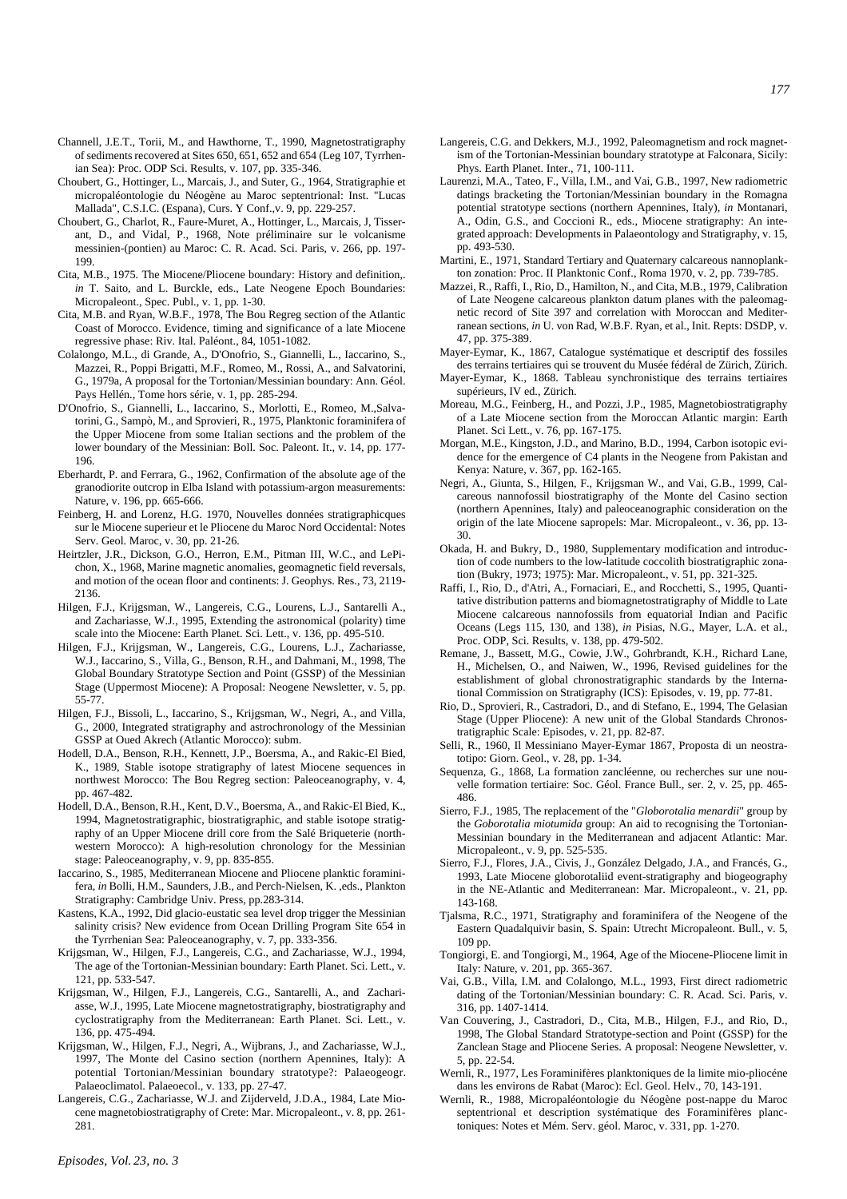Channell, J.E.T., Torii, M., and Hawthorne, T., 1990, Magnetostratigraphy of sediments recovered at Sites 650, 651, 652 and 654 (Leg 107, Tyrrhenian Sea): Proc. ODP Sci. Results, v. 107, pp. 335-346.

Choubert, G., Hottinger, L., Marcais, J., and Suter, G., 1964, Stratigraphie et micropaléontologie du Néogène au Maroc septentrional: Inst. "Lucas Mallada", C.S.I.C. (Espana), Curs. Y Conf.,v. 9, pp. 229-257.

Choubert, G., Charlot, R., Faure-Muret, A., Hottinger, L., Marcais, J, Tisserant, D., and Vidal, P., 1968, Note préliminaire sur le volcanisme messinien-(pontien) au Maroc: C. R. Acad. Sci. Paris, v. 266, pp. 197-199.

Cita, M.B., 1975. The Miocene/Pliocene boundary: History and definition,. *in* T. Saito, and L. Burckle, eds., Late Neogene Epoch Boundaries: Micropaleont., Spec. Publ., v. 1, pp. 1-30.

Cita, M.B. and Ryan, W.B.F., 1978, The Bou Regreg section of the Atlantic Coast of Morocco. Evidence, timing and significance of a late Miocene regressive phase: Riv. Ital. Paléont., 84, 1051-1082.

Colalongo, M.L., di Grande, A., D'Onofrio, S., Giannelli, L., Iaccarino, S., Mazzei, R., Poppi Brigatti, M.F., Romeo, M., Rossi, A., and Salvatorini, G., 1979a, A proposal for the Tortonian/Messinian boundary: Ann. Géol. Pays Hellén., Tome hors série, v. 1, pp. 285-294.

D'Onofrio, S., Giannelli, L., Iaccarino, S., Morlotti, E., Romeo, M.,Salvatorini, G., Sampò, M., and Sprovieri, R., 1975, Planktonic foraminifera of the Upper Miocene from some Italian sections and the problem of the lower boundary of the Messinian: Boll. Soc. Paleont. It., v. 14, pp. 177-196.

Eberhardt, P. and Ferrara, G., 1962, Confirmation of the absolute age of the granodiorite outcrop in Elba Island with potassium-argon measurements: Nature, v. 196, pp. 665-666.

Feinberg, H. and Lorenz, H.G. 1970, Nouvelles données stratigraphicques sur le Miocene superieur et le Pliocene du Maroc Nord Occidental: Notes Serv. Geol. Maroc, v. 30, pp. 21-26.

Heirtzler, J.R., Dickson, G.O., Herron, E.M., Pitman III, W.C., and LePichon, X., 1968, Marine magnetic anomalies, geomagnetic field reversals, and motion of the ocean floor and continents: J. Geophys. Res., 73, 2119-2136.

Hilgen, F.J., Krijgsman, W., Langereis, C.G., Lourens, L.J., Santarelli A., and Zachariasse, W.J., 1995, Extending the astronomical (polarity) time scale into the Miocene: Earth Planet. Sci. Lett., v. 136, pp. 495-510.

Hilgen, F.J., Krijgsman, W., Langereis, C.G., Lourens, L.J., Zachariasse, W.J., Iaccarino, S., Villa, G., Benson, R.H., and Dahmani, M., 1998, The Global Boundary Stratotype Section and Point (GSSP) of the Messinian Stage (Uppermost Miocene): A Proposal: Neogene Newsletter, v. 5, pp. 55-77.

Hilgen, F.J., Bissoli, L., Iaccarino, S., Krijgsman, W., Negri, A., and Villa, G., 2000, Integrated stratigraphy and astrochronology of the Messinian GSSP at Oued Akrech (Atlantic Morocco): subm.

Hodell, D.A., Benson, R.H., Kennett, J.P., Boersma, A., and Rakic-El Bied, K., 1989, Stable isotope stratigraphy of latest Miocene sequences in northwest Morocco: The Bou Regreg section: Paleoceanography, v. 4, pp. 467-482.

Hodell, D.A., Benson, R.H., Kent, D.V., Boersma, A., and Rakic-El Bied, K., 1994, Magnetostratigraphic, biostratigraphic, and stable isotope stratigraphy of an Upper Miocene drill core from the Salé Briqueterie (northwestern Morocco): A high-resolution chronology for the Messinian stage: Paleoceanography, v. 9, pp. 835-855.

Iaccarino, S., 1985, Mediterranean Miocene and Pliocene planktic foraminifera, *in* Bolli, H.M., Saunders, J.B., and Perch-Nielsen, K. ,eds., Plankton Stratigraphy: Cambridge Univ. Press, pp.283-314.

Kastens, K.A., 1992, Did glacio-eustatic sea level drop trigger the Messinian salinity crisis? New evidence from Ocean Drilling Program Site 654 in the Tyrrhenian Sea: Paleoceanography, v. 7, pp. 333-356.

Krijgsman, W., Hilgen, F.J., Langereis, C.G., and Zachariasse, W.J., 1994, The age of the Tortonian-Messinian boundary: Earth Planet. Sci. Lett., v. 121, pp. 533-547.

Krijgsman, W., Hilgen, F.J., Langereis, C.G., Santarelli, A., and Zachariasse, W.J., 1995, Late Miocene magnetostratigraphy, biostratigraphy and cyclostratigraphy from the Mediterranean: Earth Planet. Sci. Lett., v. 136, pp. 475-494.

Krijgsman, W., Hilgen, F.J., Negri, A., Wijbrans, J., and Zachariasse, W.J., 1997, The Monte del Casino section (northern Apennines, Italy): A potential Tortonian/Messinian boundary stratotype?: Palaeogeogr. Palaeoclimatol. Palaeoecol., v. 133, pp. 27-47.

Langereis, C.G., Zachariasse, W.J. and Zijderveld, J.D.A., 1984, Late Miocene magnetobiostratigraphy of Crete: Mar. Micropaleont., v. 8, pp. 261-281.

Langereis, C.G. and Dekkers, M.J., 1992, Paleomagnetism and rock magnetism of the Tortonian-Messinian boundary stratotype at Falconara, Sicily: Phys. Earth Planet. Inter., 71, 100-111.

Laurenzi, M.A., Tateo, F., Villa, I.M., and Vai, G.B., 1997, New radiometric datings bracketing the Tortonian/Messinian boundary in the Romagna potential stratotype sections (northern Apennines, Italy), *in* Montanari, A., Odin, G.S., and Coccioni R., eds., Miocene stratigraphy: An integrated approach: Developments in Palaeontology and Stratigraphy, v. 15, pp. 493-530.

Martini, E., 1971, Standard Tertiary and Quaternary calcareous nannoplankton zonation: Proc. II Planktonic Conf., Roma 1970, v. 2, pp. 739-785.

Mazzei, R., Raffi, I., Rio, D., Hamilton, N., and Cita, M.B., 1979, Calibration of Late Neogene calcareous plankton datum planes with the paleomagnetic record of Site 397 and correlation with Moroccan and Mediterranean sections, *in* U. von Rad, W.B.F. Ryan, et al., Init. Repts: DSDP, v. 47, pp. 375-389.

Mayer-Eymar, K., 1867, Catalogue systématique et descriptif des fossiles des terrains tertiaires qui se trouvent du Musée fédéral de Zürich, Zürich.

Mayer-Eymar, K., 1868. Tableau synchronistique des terrains tertiaires supérieurs, IV ed., Zürich.

Moreau, M.G., Feinberg, H., and Pozzi, J.P., 1985, Magnetobiostratigraphy of a Late Miocene section from the Moroccan Atlantic margin: Earth Planet. Sci Lett., v. 76, pp. 167-175.

Morgan, M.E., Kingston, J.D., and Marino, B.D., 1994, Carbon isotopic evidence for the emergence of C4 plants in the Neogene from Pakistan and Kenya: Nature, v. 367, pp. 162-165.

Negri, A., Giunta, S., Hilgen, F., Krijgsman W., and Vai, G.B., 1999, Calcareous nannofossil biostratigraphy of the Monte del Casino section (northern Apennines, Italy) and paleoceanographic consideration on the origin of the late Miocene sapropels: Mar. Micropaleont., v. 36, pp. 13-30.

Okada, H. and Bukry, D., 1980, Supplementary modification and introduction of code numbers to the low-latitude coccolith biostratigraphic zonation (Bukry, 1973; 1975): Mar. Micropaleont., v. 51, pp. 321-325.

Raffi, I., Rio, D., d'Atri, A., Fornaciari, E., and Rocchetti, S., 1995, Quantitative distribution patterns and biomagnetostratigraphy of Middle to Late Miocene calcareous nannofossils from equatorial Indian and Pacific Oceans (Legs 115, 130, and 138), *in* Pisias, N.G., Mayer, L.A. et al., Proc. ODP, Sci. Results, v. 138, pp. 479-502.

Remane, J., Bassett, M.G., Cowie, J.W., Gohrbrandt, K.H., Richard Lane, H., Michelsen, O., and Naiwen, W., 1996, Revised guidelines for the establishment of global chronostratigraphic standards by the International Commission on Stratigraphy (ICS): Episodes, v. 19, pp. 77-81.

Rio, D., Sprovieri, R., Castradori, D., and di Stefano, E., 1994, The Gelasian Stage (Upper Pliocene): A new unit of the Global Standards Chronostratigraphic Scale: Episodes, v. 21, pp. 82-87.

Selli, R., 1960, Il Messiniano Mayer-Eymar 1867, Proposta di un neostratotipo: Giorn. Geol., v. 28, pp. 1-34.

Sequenza, G., 1868, La formation zancléenne, ou recherches sur une nouvelle formation tertiaire: Soc. Géol. France Bull., ser. 2, v. 25, pp. 465-486.

Sierro, F.J., 1985, The replacement of the "*Globorotalia menardii*" group by the *Goborotalia miotumida* group: An aid to recognising the Tortonian-Messinian boundary in the Mediterranean and adjacent Atlantic: Mar. Micropaleont., v. 9, pp. 525-535.

Sierro, F.J., Flores, J.A., Civis, J., González Delgado, J.A., and Francés, G., 1993, Late Miocene globorotaliid event-stratigraphy and biogeography in the NE-Atlantic and Mediterranean: Mar. Micropaleont., v. 21, pp. 143-168.

Tjalsma, R.C., 1971, Stratigraphy and foraminifera of the Neogene of the Eastern Quadalquivir basin, S. Spain: Utrecht Micropaleont. Bull., v. 5, 109 pp.

Tongiorgi, E. and Tongiorgi, M., 1964, Age of the Miocene-Pliocene limit in Italy: Nature, v. 201, pp. 365-367.

Vai, G.B., Villa, I.M. and Colalongo, M.L., 1993, First direct radiometric dating of the Tortonian/Messinian boundary: C. R. Acad. Sci. Paris, v. 316, pp. 1407-1414.

Van Couvering, J., Castradori, D., Cita, M.B., Hilgen, F.J., and Rio, D., 1998, The Global Standard Stratotype-section and Point (GSSP) for the Zanclean Stage and Pliocene Series. A proposal: Neogene Newsletter, v. 5, pp. 22-54.

Wernli, R., 1977, Les Foraminifères planktoniques de la limite mio-pliocéne dans les environs de Rabat (Maroc): Ecl. Geol. Helv., 70, 143-191.

Wernli, R., 1988, Micropaléontologie du Néogène post-nappe du Maroc septentrional et description systématique des Foraminifères planctoniques: Notes et Mém. Serv. géol. Maroc, v. 331, pp. 1-270.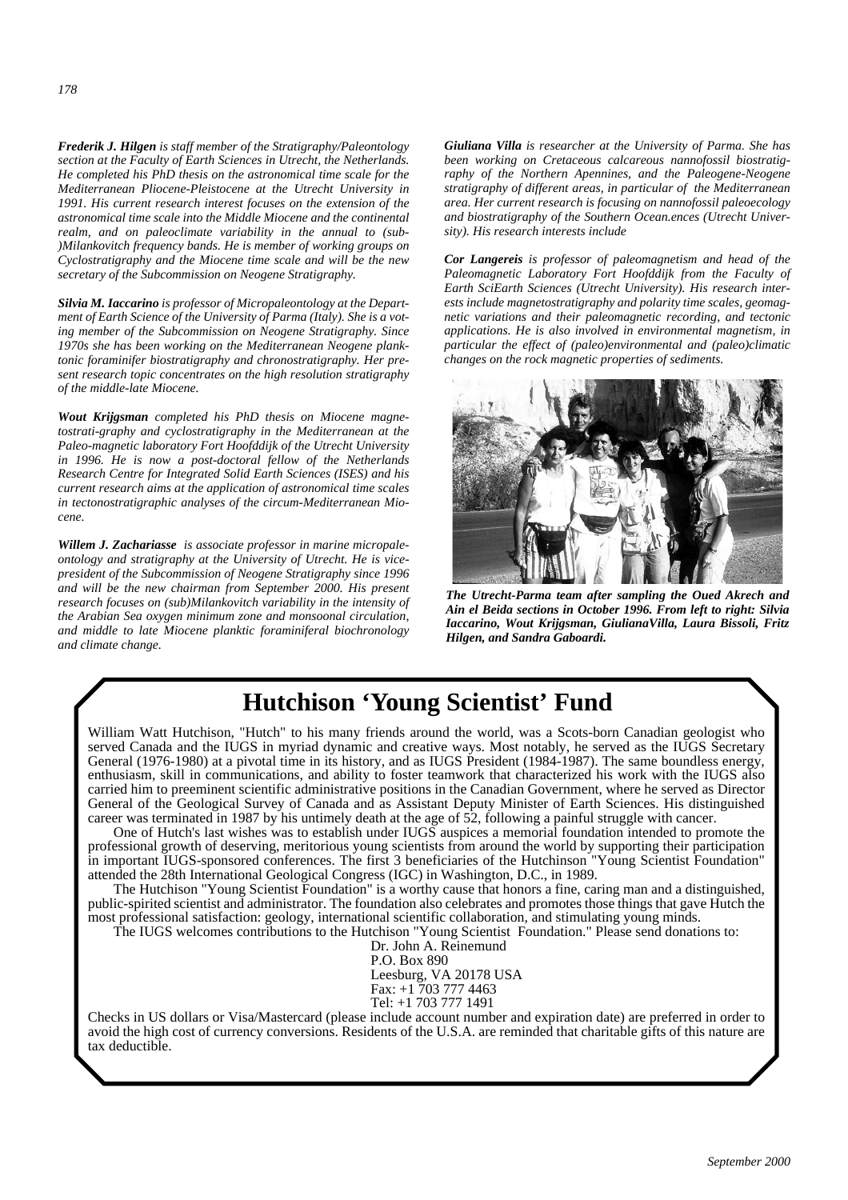***Frederik J. Hilgen** is staff member of the Stratigraphy/Paleontology section at the Faculty of Earth Sciences in Utrecht, the Netherlands. He completed his PhD thesis on the astronomical time scale for the Mediterranean Pliocene-Pleistocene at the Utrecht University in 1991. His current research interest focuses on the extension of the astronomical time scale into the Middle Miocene and the continental realm, and on paleoclimate variability in the annual to (sub-)Milankovitch frequency bands. He is member of working groups on Cyclostratigraphy and the Miocene time scale and will be the new secretary of the Subcommission on Neogene Stratigraphy.*

***Silvia M. Iaccarino** is professor of Micropaleontology at the Department of Earth Science of the University of Parma (Italy). She is a voting member of the Subcommission on Neogene Stratigraphy. Since 1970s she has been working on the Mediterranean Neogene planktonic foraminifer biostratigraphy and chronostratigraphy. Her present research topic concentrates on the high resolution stratigraphy of the middle-late Miocene.*

***Wout Krijgsman** completed his PhD thesis on Miocene magnetostrati-graphy and cyclostratigraphy in the Mediterranean at the Paleo-magnetic laboratory Fort Hoofddijk of the Utrecht University in 1996. He is now a post-doctoral fellow of the Netherlands Research Centre for Integrated Solid Earth Sciences (ISES) and his current research aims at the application of astronomical time scales in tectonostratigraphic analyses of the circum-Mediterranean Miocene.*

***Willem J. Zachariasse** is associate professor in marine micropaleontology and stratigraphy at the University of Utrecht. He is vice-president of the Subcommission of Neogene Stratigraphy since 1996 and will be the new chairman from September 2000. His present research focuses on (sub)Milankovitch variability in the intensity of the Arabian Sea oxygen minimum zone and monsoonal circulation, and middle to late Miocene planktic foraminiferal biochronology and climate change.*

***Giuliana Villa** is researcher at the University of Parma. She has been working on Cretaceous calcareous nannofossil biostratigraphy of the Northern Apennines, and the Paleogene-Neogene stratigraphy of different areas, in particular of the Mediterranean area. Her current research is focusing on nannofossil paleoecology and biostratigraphy of the Southern Ocean.ences (Utrecht University). His research interests include*

***Cor Langereis** is professor of paleomagnetism and head of the Paleomagnetic Laboratory Fort Hoofddijk from the Faculty of Earth SciEarth Sciences (Utrecht University). His research interests include magnetostratigraphy and polarity time scales, geomagnetic variations and their paleomagnetic recording, and tectonic applications. He is also involved in environmental magnetism, in particular the effect of (paleo)environmental and (paleo)climatic changes on the rock magnetic properties of sediments.*

***The Utrecht-Parma team after sampling the Oued Akrech and Ain el Beida sections in October 1996. From left to right: Silvia Iaccarino, Wout Krijgsman, GiulianaVilla, Laura Bissoli, Fritz Hilgen, and Sandra Gaboardi.***

# Hutchison 'Young Scientist' Fund

William Watt Hutchison, "Hutch" to his many friends around the world, was a Scots-born Canadian geologist who served Canada and the IUGS in myriad dynamic and creative ways. Most notably, he served as the IUGS Secretary General (1976-1980) at a pivotal time in its history, and as IUGS President (1984-1987). The same boundless energy, enthusiasm, skill in communications, and ability to foster teamwork that characterized his work with the IUGS also carried him to preeminent scientific administrative positions in the Canadian Government, where he served as Director General of the Geological Survey of Canada and as Assistant Deputy Minister of Earth Sciences. His distinguished career was terminated in 1987 by his untimely death at the age of 52, following a painful struggle with cancer.

One of Hutch's last wishes was to establish under IUGS auspices a memorial foundation intended to promote the professional growth of deserving, meritorious young scientists from around the world by supporting their participation in important IUGS-sponsored conferences. The first 3 beneficiaries of the Hutchinson "Young Scientist Foundation" attended the 28th International Geological Congress (IGC) in Washington, D.C., in 1989.

The Hutchison "Young Scientist Foundation" is a worthy cause that honors a fine, caring man and a distinguished, public-spirited scientist and administrator. The foundation also celebrates and promotes those things that gave Hutch the most professional satisfaction: geology, international scientific collaboration, and stimulating young minds.

The IUGS welcomes contributions to the Hutchison "Young Scientist Foundation." Please send donations to:

Dr. John A. Reinemund
P.O. Box 890
Leesburg, VA 20178 USA
Fax: +1 703 777 4463
Tel: +1 703 777 1491

Checks in US dollars or Visa/Mastercard (please include account number and expiration date) are preferred in order to avoid the high cost of currency conversions. Residents of the U.S.A. are reminded that charitable gifts of this nature are tax deductible.